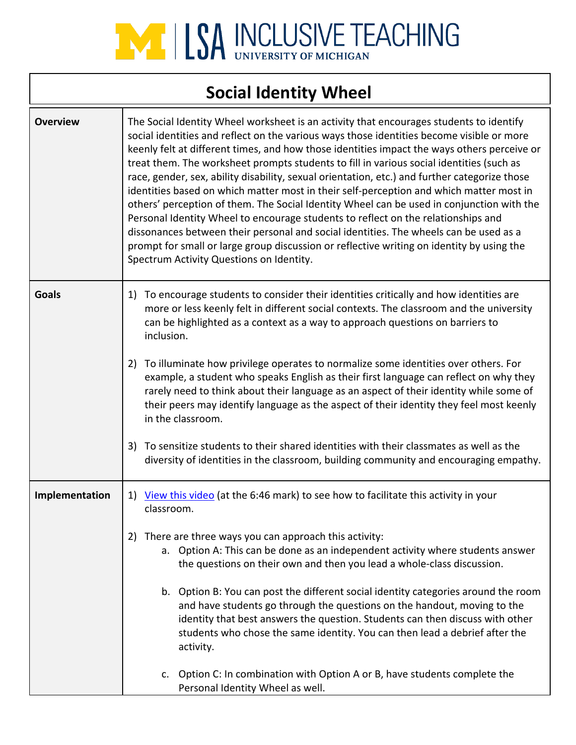LSA INCLUSIVE TEACHING
UNIVERSITY OF MICHIGAN

# Social Identity Wheel

| | |
|---|---|
| **Overview** | The Social Identity Wheel worksheet is an activity that encourages students to identify social identities and reflect on the various ways those identities become visible or more keenly felt at different times, and how those identities impact the ways others perceive or treat them. The worksheet prompts students to fill in various social identities (such as race, gender, sex, ability disability, sexual orientation, etc.) and further categorize those identities based on which matter most in their self-perception and which matter most in others' perception of them. The Social Identity Wheel can be used in conjunction with the Personal Identity Wheel to encourage students to reflect on the relationships and dissonances between their personal and social identities. The wheels can be used as a prompt for small or large group discussion or reflective writing on identity by using the Spectrum Activity Questions on Identity. |
| **Goals** | 1) To encourage students to consider their identities critically and how identities are more or less keenly felt in different social contexts. The classroom and the university can be highlighted as a context as a way to approach questions on barriers to inclusion.<br><br>2) To illuminate how privilege operates to normalize some identities over others. For example, a student who speaks English as their first language can reflect on why they rarely need to think about their language as an aspect of their identity while some of their peers may identify language as the aspect of their identity they feel most keenly in the classroom.<br><br>3) To sensitize students to their shared identities with their classmates as well as the diversity of identities in the classroom, building community and encouraging empathy. |
| **Implementation** | 1) View this video (at the 6:46 mark) to see how to facilitate this activity in your classroom.<br><br>2) There are three ways you can approach this activity:<br>a. Option A: This can be done as an independent activity where students answer the questions on their own and then you lead a whole-class discussion.<br><br>b. Option B: You can post the different social identity categories around the room and have students go through the questions on the handout, moving to the identity that best answers the question. Students can then discuss with other students who chose the same identity. You can then lead a debrief after the activity.<br><br>c. Option C: In combination with Option A or B, have students complete the Personal Identity Wheel as well. |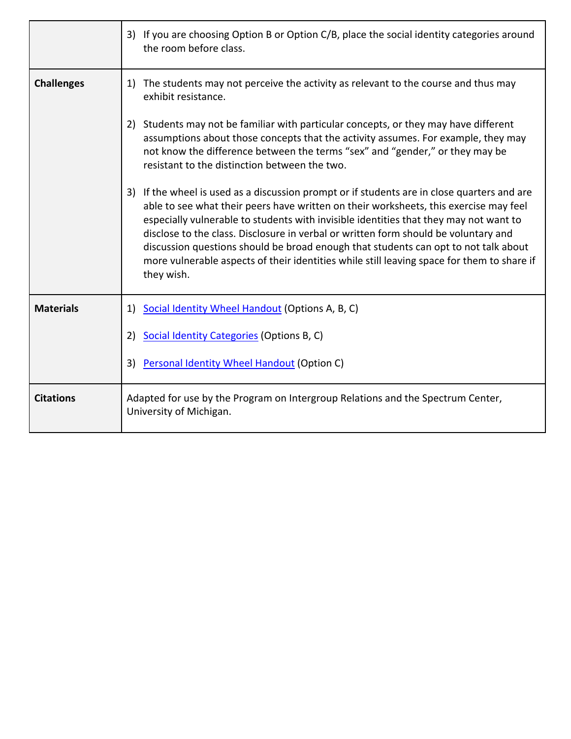| | |
|---|---|
| | 3) If you are choosing Option B or Option C/B, place the social identity categories around the room before class. |
| **Challenges** | 1) The students may not perceive the activity as relevant to the course and thus may exhibit resistance.<br><br>2) Students may not be familiar with particular concepts, or they may have different assumptions about those concepts that the activity assumes. For example, they may not know the difference between the terms “sex” and “gender,” or they may be resistant to the distinction between the two.<br><br>3) If the wheel is used as a discussion prompt or if students are in close quarters and are able to see what their peers have written on their worksheets, this exercise may feel especially vulnerable to students with invisible identities that they may not want to disclose to the class. Disclosure in verbal or written form should be voluntary and discussion questions should be broad enough that students can opt to not talk about more vulnerable aspects of their identities while still leaving space for them to share if they wish. |
| **Materials** | 1) Social Identity Wheel Handout (Options A, B, C)<br><br>2) Social Identity Categories (Options B, C)<br><br>3) Personal Identity Wheel Handout (Option C) |
| **Citations** | Adapted for use by the Program on Intergroup Relations and the Spectrum Center, University of Michigan. |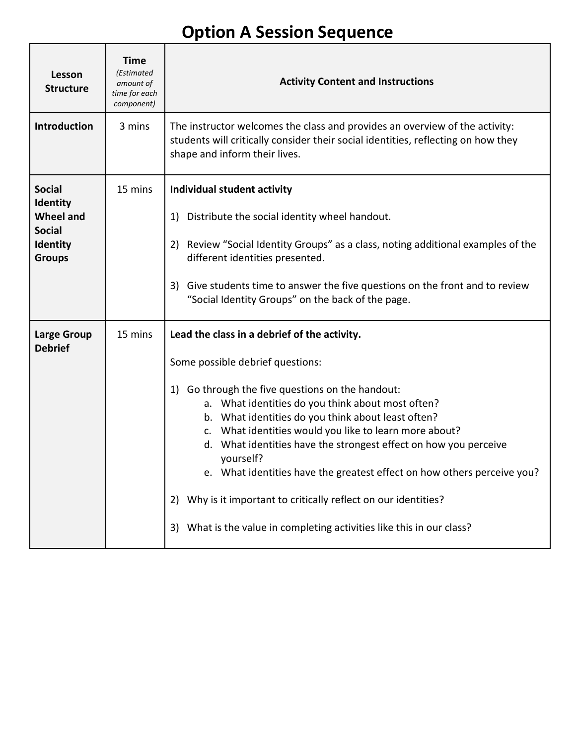# Option A Session Sequence

| Lesson Structure | Time *(Estimated amount of time for each component)* | Activity Content and Instructions |
|---|---|---|
| **Introduction** | 3 mins | The instructor welcomes the class and provides an overview of the activity: students will critically consider their social identities, reflecting on how they shape and inform their lives. |
| **Social Identity Wheel and Social Identity Groups** | 15 mins | **Individual student activity**<br><br>1) Distribute the social identity wheel handout.<br><br>2) Review "Social Identity Groups" as a class, noting additional examples of the different identities presented.<br><br>3) Give students time to answer the five questions on the front and to review "Social Identity Groups" on the back of the page. |
| **Large Group Debrief** | 15 mins | **Lead the class in a debrief of the activity.**<br><br>Some possible debrief questions:<br><br>1) Go through the five questions on the handout:<br>a. What identities do you think about most often?<br>b. What identities do you think about least often?<br>c. What identities would you like to learn more about?<br>d. What identities have the strongest effect on how you perceive yourself?<br>e. What identities have the greatest effect on how others perceive you?<br><br>2) Why is it important to critically reflect on our identities?<br><br>3) What is the value in completing activities like this in our class? |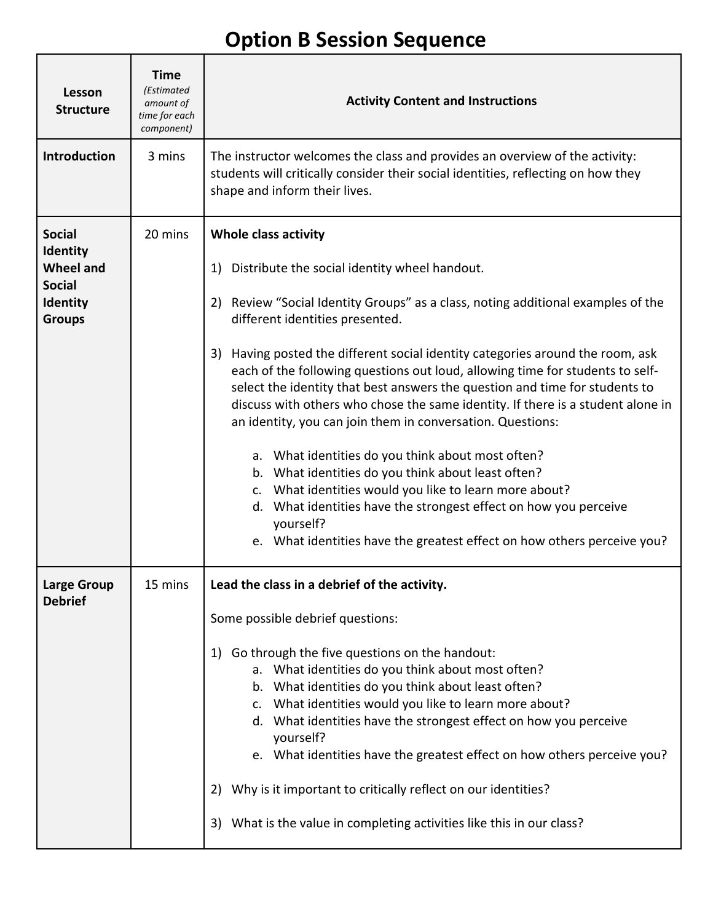# Option B Session Sequence

| Lesson Structure | Time *(Estimated amount of time for each component)* | Activity Content and Instructions |
| --- | --- | --- |
| **Introduction** | 3 mins | The instructor welcomes the class and provides an overview of the activity: students will critically consider their social identities, reflecting on how they shape and inform their lives. |
| **Social Identity Wheel and Social Identity Groups** | 20 mins | **Whole class activity**<br><br>1) Distribute the social identity wheel handout.<br><br>2) Review "Social Identity Groups" as a class, noting additional examples of the different identities presented.<br><br>3) Having posted the different social identity categories around the room, ask each of the following questions out loud, allowing time for students to self-select the identity that best answers the question and time for students to discuss with others who chose the same identity. If there is a student alone in an identity, you can join them in conversation. Questions:<br><br>a. What identities do you think about most often?<br>b. What identities do you think about least often?<br>c. What identities would you like to learn more about?<br>d. What identities have the strongest effect on how you perceive yourself?<br>e. What identities have the greatest effect on how others perceive you? |
| **Large Group Debrief** | 15 mins | **Lead the class in a debrief of the activity.**<br><br>Some possible debrief questions:<br><br>1) Go through the five questions on the handout:<br>a. What identities do you think about most often?<br>b. What identities do you think about least often?<br>c. What identities would you like to learn more about?<br>d. What identities have the strongest effect on how you perceive yourself?<br>e. What identities have the greatest effect on how others perceive you?<br><br>2) Why is it important to critically reflect on our identities?<br><br>3) What is the value in completing activities like this in our class? |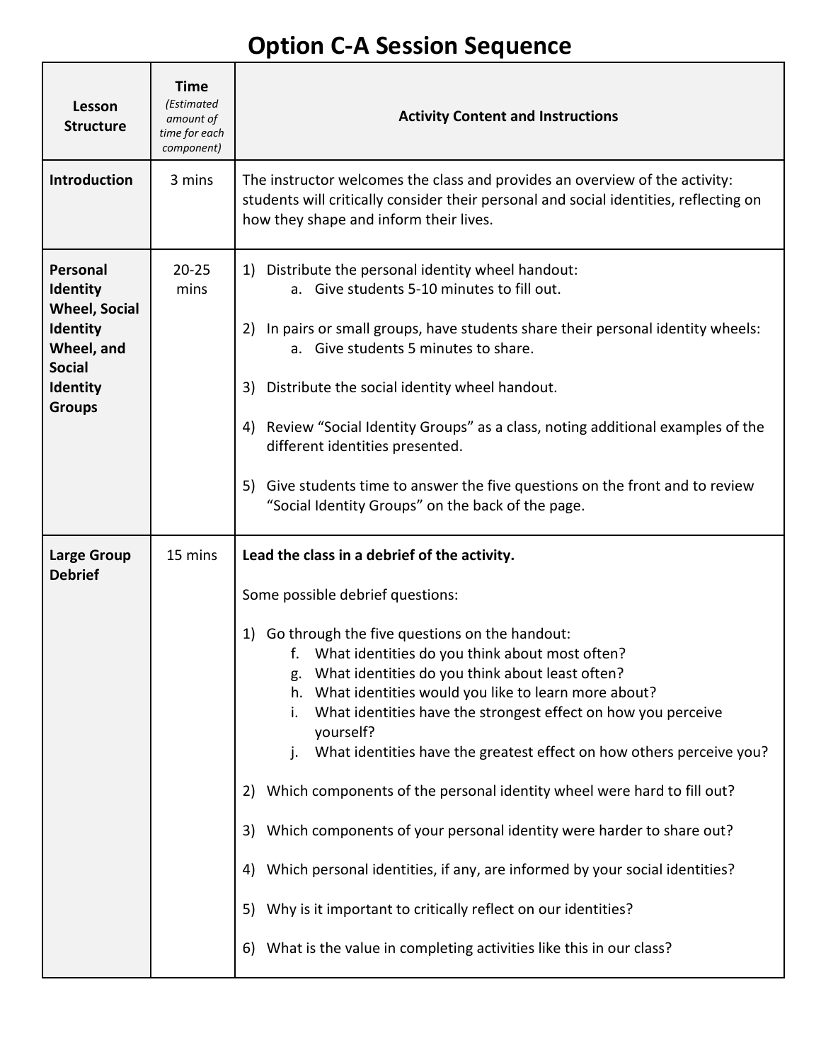# Option C-A Session Sequence

| Lesson Structure | Time *(Estimated amount of time for each component)* | Activity Content and Instructions |
|---|---|---|
| **Introduction** | 3 mins | The instructor welcomes the class and provides an overview of the activity: students will critically consider their personal and social identities, reflecting on how they shape and inform their lives. |
| **Personal Identity Wheel, Social Identity Wheel, and Social Identity Groups** | 20-25 mins | 1) Distribute the personal identity wheel handout:<br>&nbsp;&nbsp;&nbsp;&nbsp;a. Give students 5-10 minutes to fill out.<br><br>2) In pairs or small groups, have students share their personal identity wheels:<br>&nbsp;&nbsp;&nbsp;&nbsp;a. Give students 5 minutes to share.<br><br>3) Distribute the social identity wheel handout.<br><br>4) Review "Social Identity Groups" as a class, noting additional examples of the different identities presented.<br><br>5) Give students time to answer the five questions on the front and to review "Social Identity Groups" on the back of the page. |
| **Large Group Debrief** | 15 mins | **Lead the class in a debrief of the activity.**<br><br>Some possible debrief questions:<br><br>1) Go through the five questions on the handout:<br>&nbsp;&nbsp;&nbsp;&nbsp;f. What identities do you think about most often?<br>&nbsp;&nbsp;&nbsp;&nbsp;g. What identities do you think about least often?<br>&nbsp;&nbsp;&nbsp;&nbsp;h. What identities would you like to learn more about?<br>&nbsp;&nbsp;&nbsp;&nbsp;i. What identities have the strongest effect on how you perceive yourself?<br>&nbsp;&nbsp;&nbsp;&nbsp;j. What identities have the greatest effect on how others perceive you?<br><br>2) Which components of the personal identity wheel were hard to fill out?<br><br>3) Which components of your personal identity were harder to share out?<br><br>4) Which personal identities, if any, are informed by your social identities?<br><br>5) Why is it important to critically reflect on our identities?<br><br>6) What is the value in completing activities like this in our class? |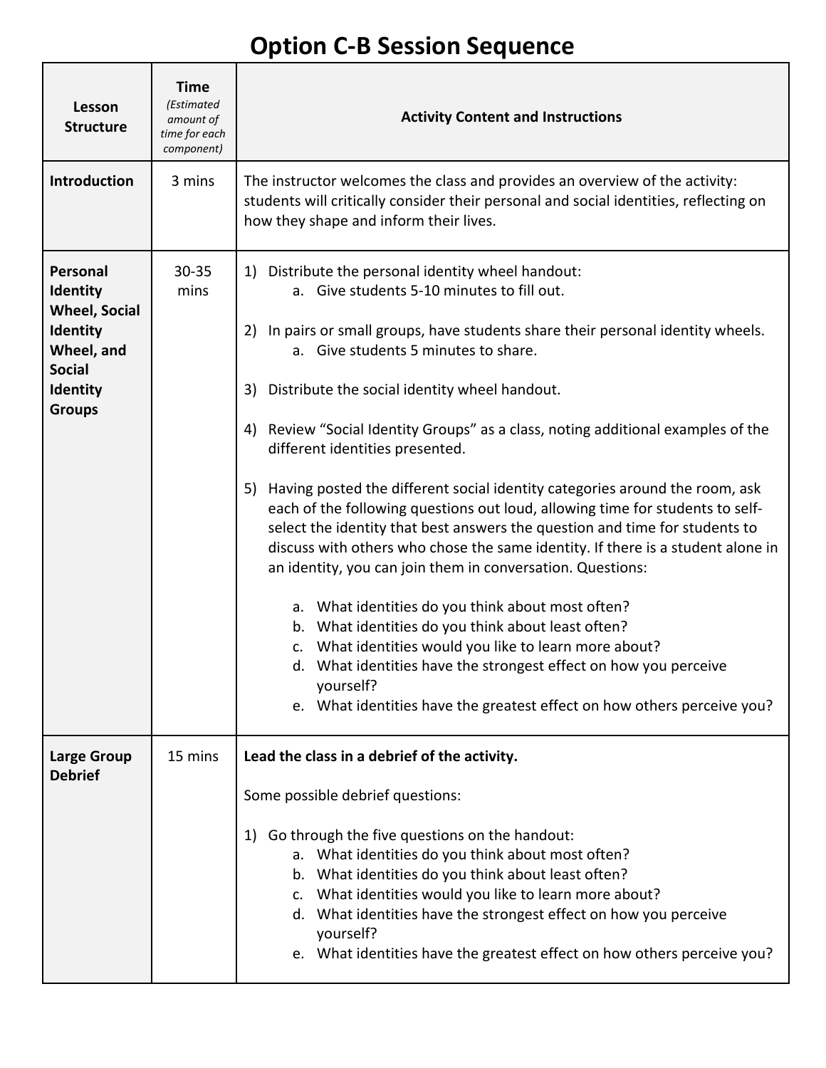# Option C-B Session Sequence

| Lesson Structure | Time *(Estimated amount of time for each component)* | Activity Content and Instructions |
|---|---|---|
| **Introduction** | 3 mins | The instructor welcomes the class and provides an overview of the activity: students will critically consider their personal and social identities, reflecting on how they shape and inform their lives. |
| **Personal Identity Wheel, Social Identity Wheel, and Social Identity Groups** | 30-35 mins | 1) Distribute the personal identity wheel handout:<br>a. Give students 5-10 minutes to fill out.<br><br>2) In pairs or small groups, have students share their personal identity wheels.<br>a. Give students 5 minutes to share.<br><br>3) Distribute the social identity wheel handout.<br><br>4) Review "Social Identity Groups" as a class, noting additional examples of the different identities presented.<br><br>5) Having posted the different social identity categories around the room, ask each of the following questions out loud, allowing time for students to self-select the identity that best answers the question and time for students to discuss with others who chose the same identity. If there is a student alone in an identity, you can join them in conversation. Questions:<br><br>a. What identities do you think about most often?<br>b. What identities do you think about least often?<br>c. What identities would you like to learn more about?<br>d. What identities have the strongest effect on how you perceive yourself?<br>e. What identities have the greatest effect on how others perceive you? |
| **Large Group Debrief** | 15 mins | **Lead the class in a debrief of the activity.**<br><br>Some possible debrief questions:<br><br>1) Go through the five questions on the handout:<br>a. What identities do you think about most often?<br>b. What identities do you think about least often?<br>c. What identities would you like to learn more about?<br>d. What identities have the strongest effect on how you perceive yourself?<br>e. What identities have the greatest effect on how others perceive you? |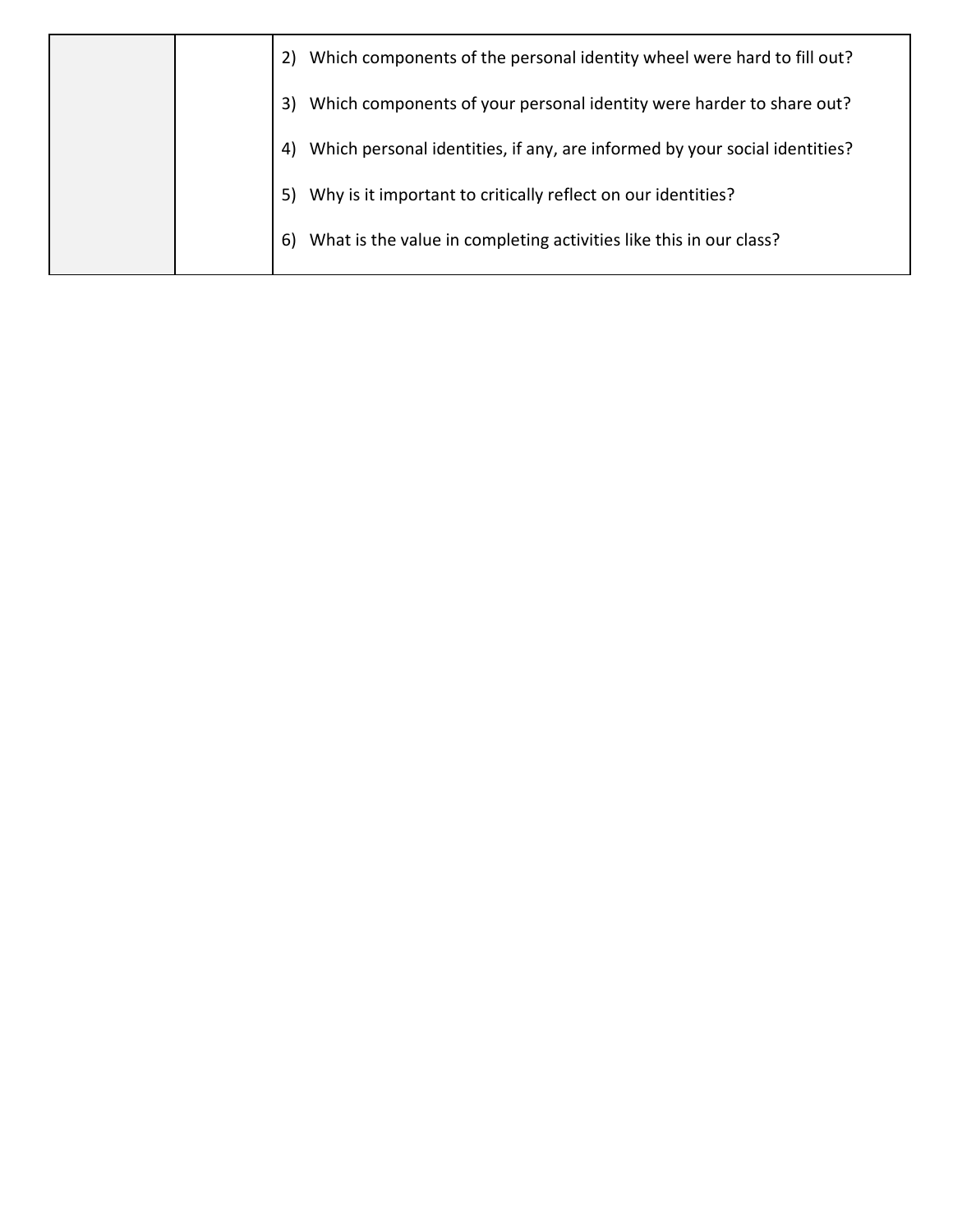| | | |
|---|---|---|
| | | 2) Which components of the personal identity wheel were hard to fill out?<br><br>3) Which components of your personal identity were harder to share out?<br><br>4) Which personal identities, if any, are informed by your social identities?<br><br>5) Why is it important to critically reflect on our identities?<br><br>6) What is the value in completing activities like this in our class? |